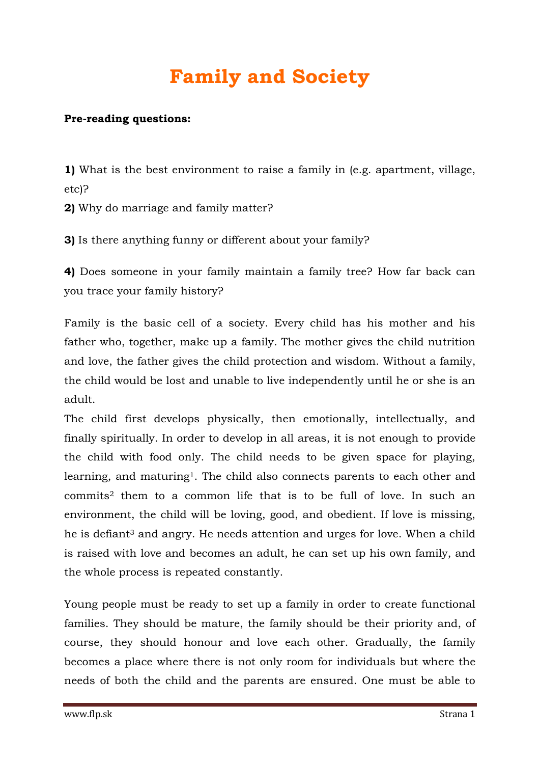# Family and Society

**Pre-reading questions:**

**1)** What is the best environment to raise a family in (e.g. apartment, village, etc)?

**2)** Why do marriage and family matter?

**3)** Is there anything funny or different about your family?

**4)** Does someone in your family maintain a family tree? How far back can you trace your family history?

Family is the basic cell of a society. Every child has his mother and his father who, together, make up a family. The mother gives the child nutrition and love, the father gives the child protection and wisdom. Without a family, the child would be lost and unable to live independently until he or she is an adult.

The child first develops physically, then emotionally, intellectually, and finally spiritually. In order to develop in all areas, it is not enough to provide the child with food only. The child needs to be given space for playing, learning, and maturing[1]. The child also connects parents to each other and commits[2] them to a common life that is to be full of love. In such an environment, the child will be loving, good, and obedient. If love is missing, he is defiant[3] and angry. He needs attention and urges for love. When a child is raised with love and becomes an adult, he can set up his own family, and the whole process is repeated constantly.

Young people must be ready to set up a family in order to create functional families. They should be mature, the family should be their priority and, of course, they should honour and love each other. Gradually, the family becomes a place where there is not only room for individuals but where the needs of both the child and the parents are ensured. One must be able to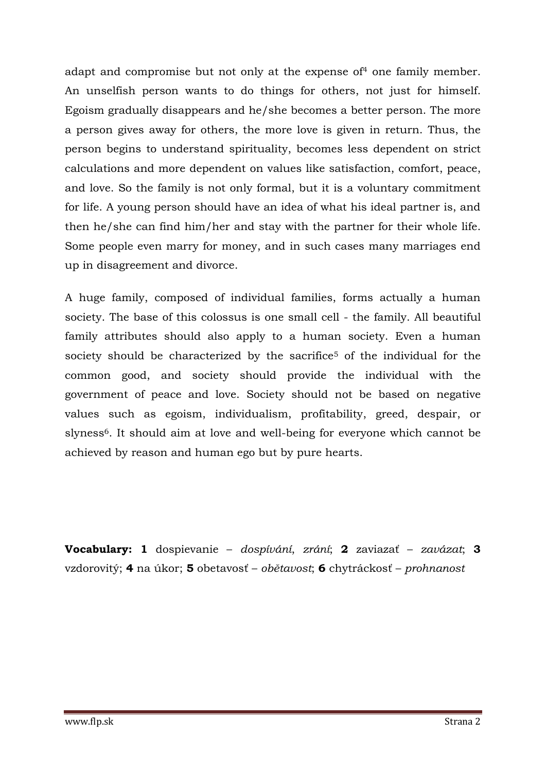adapt and compromise but not only at the expense of[4] one family member. An unselfish person wants to do things for others, not just for himself. Egoism gradually disappears and he/she becomes a better person. The more a person gives away for others, the more love is given in return. Thus, the person begins to understand spirituality, becomes less dependent on strict calculations and more dependent on values like satisfaction, comfort, peace, and love. So the family is not only formal, but it is a voluntary commitment for life. A young person should have an idea of what his ideal partner is, and then he/she can find him/her and stay with the partner for their whole life. Some people even marry for money, and in such cases many marriages end up in disagreement and divorce.

A huge family, composed of individual families, forms actually a human society. The base of this colossus is one small cell - the family. All beautiful family attributes should also apply to a human society. Even a human society should be characterized by the sacrifice[5] of the individual for the common good, and society should provide the individual with the government of peace and love. Society should not be based on negative values such as egoism, individualism, profitability, greed, despair, or slyness[6]. It should aim at love and well-being for everyone which cannot be achieved by reason and human ego but by pure hearts.

**Vocabulary:** **1** dospievanie – *dospívání*, *zrání*; **2** zaviazať – *zavázat*; **3** vzdorovitý; **4** na úkor; **5** obetavosť – *obětavost*; **6** chytráckosť – *prohnanost*